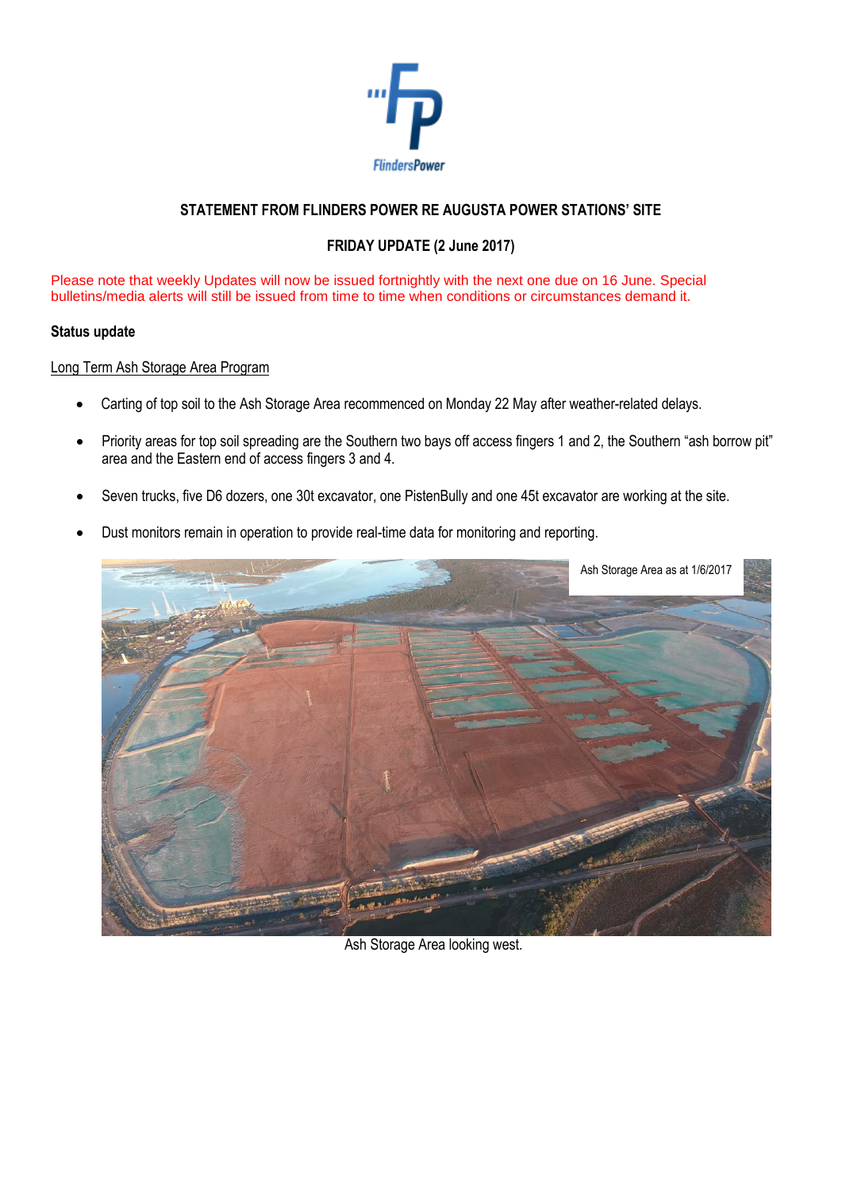**STATEMENT FROM FLINDERS POWER RE AUGUSTA POWER STATIONS' SITE**

**FRIDAY UPDATE (2 June 2017)**

Please note that weekly Updates will now be issued fortnightly with the next one due on 16 June. Special bulletins/media alerts will still be issued from time to time when conditions or circumstances demand it.

**Status update**

Long Term Ash Storage Area Program

- Carting of top soil to the Ash Storage Area recommenced on Monday 22 May after weather-related delays.
- Priority areas for top soil spreading are the Southern two bays off access fingers 1 and 2, the Southern "ash borrow pit" area and the Eastern end of access fingers 3 and 4.
- Seven trucks, five D6 dozers, one 30t excavator, one PistenBully and one 45t excavator are working at the site.
- Dust monitors remain in operation to provide real-time data for monitoring and reporting.

Ash Storage Area as at 1/6/2017

Ash Storage Area looking west.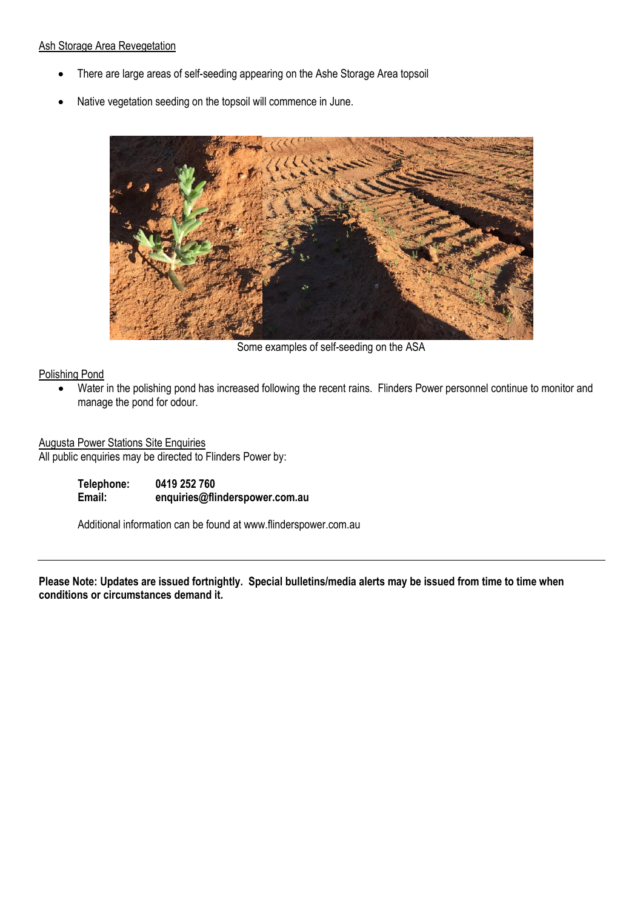Ash Storage Area Revegetation

- There are large areas of self-seeding appearing on the Ashe Storage Area topsoil
- Native vegetation seeding on the topsoil will commence in June.

Some examples of self-seeding on the ASA

Polishing Pond

- Water in the polishing pond has increased following the recent rains. Flinders Power personnel continue to monitor and manage the pond for odour.

Augusta Power Stations Site Enquiries

All public enquiries may be directed to Flinders Power by:

**Telephone:** **0419 252 760**
**Email:** **enquiries@flinderspower.com.au**

Additional information can be found at www.flinderspower.com.au

---

**Please Note: Updates are issued fortnightly. Special bulletins/media alerts may be issued from time to time when conditions or circumstances demand it.**